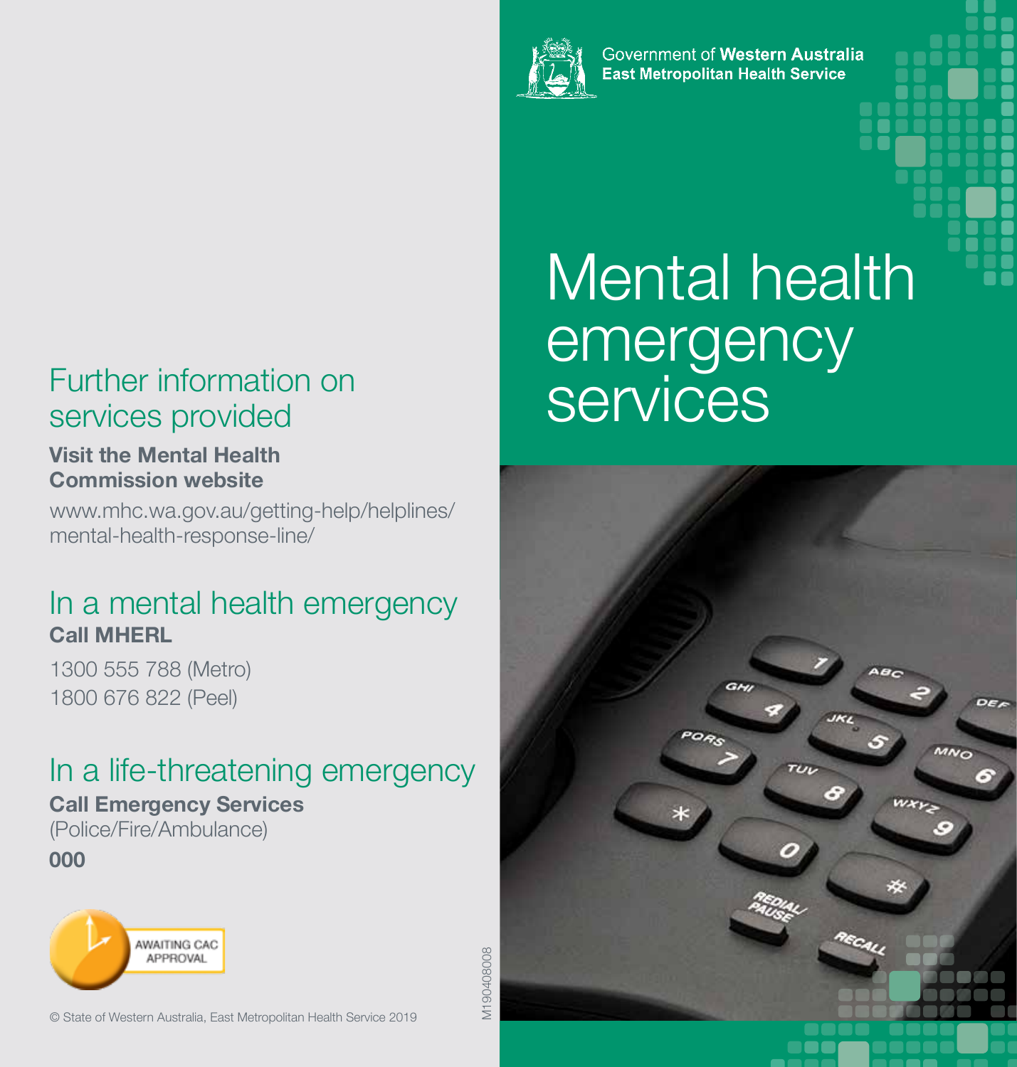Government of **Western Australia**
**East Metropolitan Health Service**

# Mental health emergency services

## Further information on services provided

**Visit the Mental Health Commission website**

www.mhc.wa.gov.au/getting-help/helplines/mental-health-response-line/

## In a mental health emergency

**Call MHERL**

1300 555 788 (Metro)
1800 676 822 (Peel)

## In a life-threatening emergency

**Call Emergency Services**
(Police/Fire/Ambulance)
**000**

AWAITING CAC APPROVAL

© State of Western Australia, East Metropolitan Health Service 2019

M190408008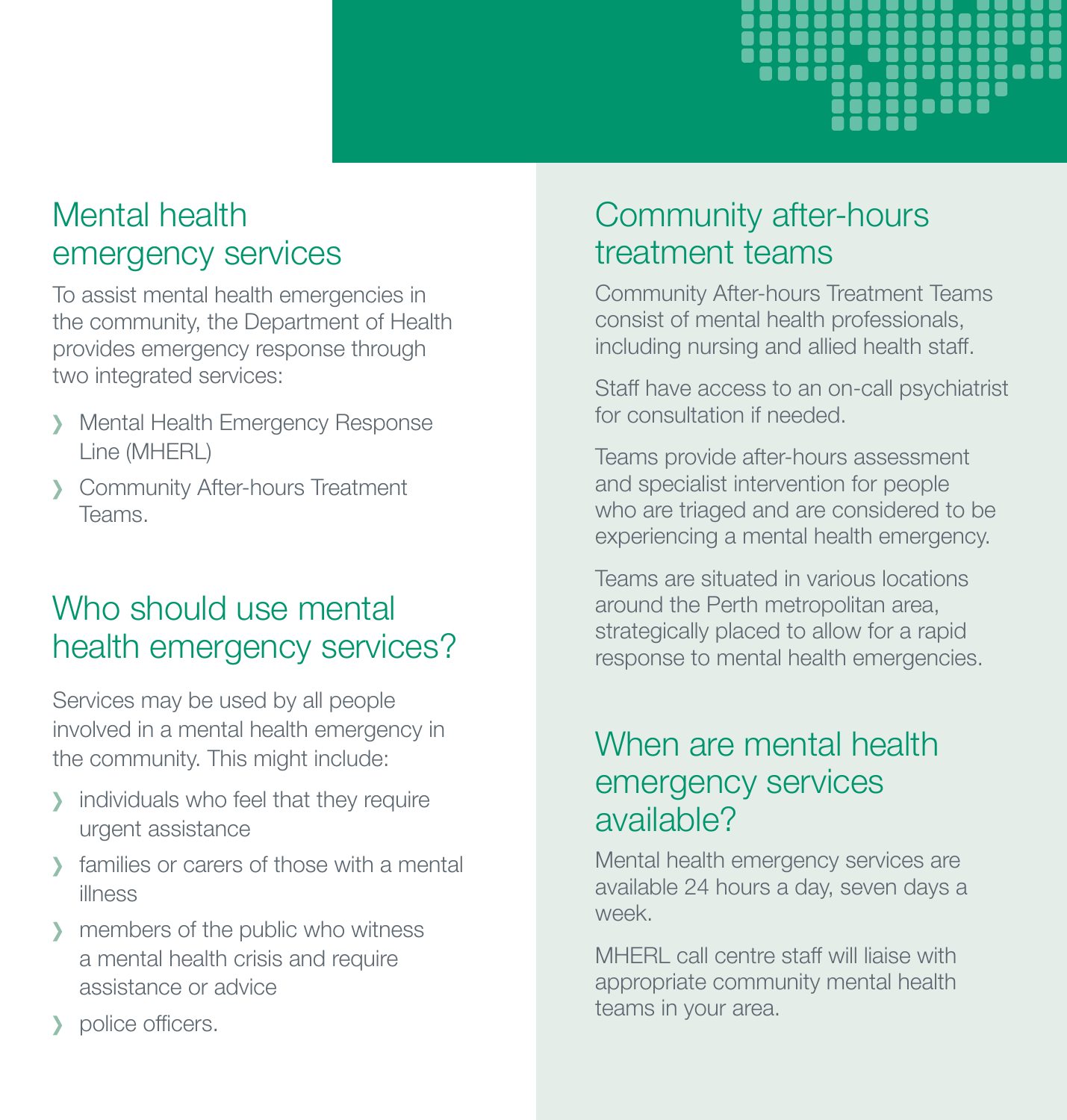## Mental health emergency services

To assist mental health emergencies in the community, the Department of Health provides emergency response through two integrated services:

- Mental Health Emergency Response Line (MHERL)
- Community After-hours Treatment Teams.

## Who should use mental health emergency services?

Services may be used by all people involved in a mental health emergency in the community. This might include:

- individuals who feel that they require urgent assistance
- families or carers of those with a mental illness
- members of the public who witness a mental health crisis and require assistance or advice
- police officers.

## Community after-hours treatment teams

Community After-hours Treatment Teams consist of mental health professionals, including nursing and allied health staff.

Staff have access to an on-call psychiatrist for consultation if needed.

Teams provide after-hours assessment and specialist intervention for people who are triaged and are considered to be experiencing a mental health emergency.

Teams are situated in various locations around the Perth metropolitan area, strategically placed to allow for a rapid response to mental health emergencies.

## When are mental health emergency services available?

Mental health emergency services are available 24 hours a day, seven days a week.

MHERL call centre staff will liaise with appropriate community mental health teams in your area.